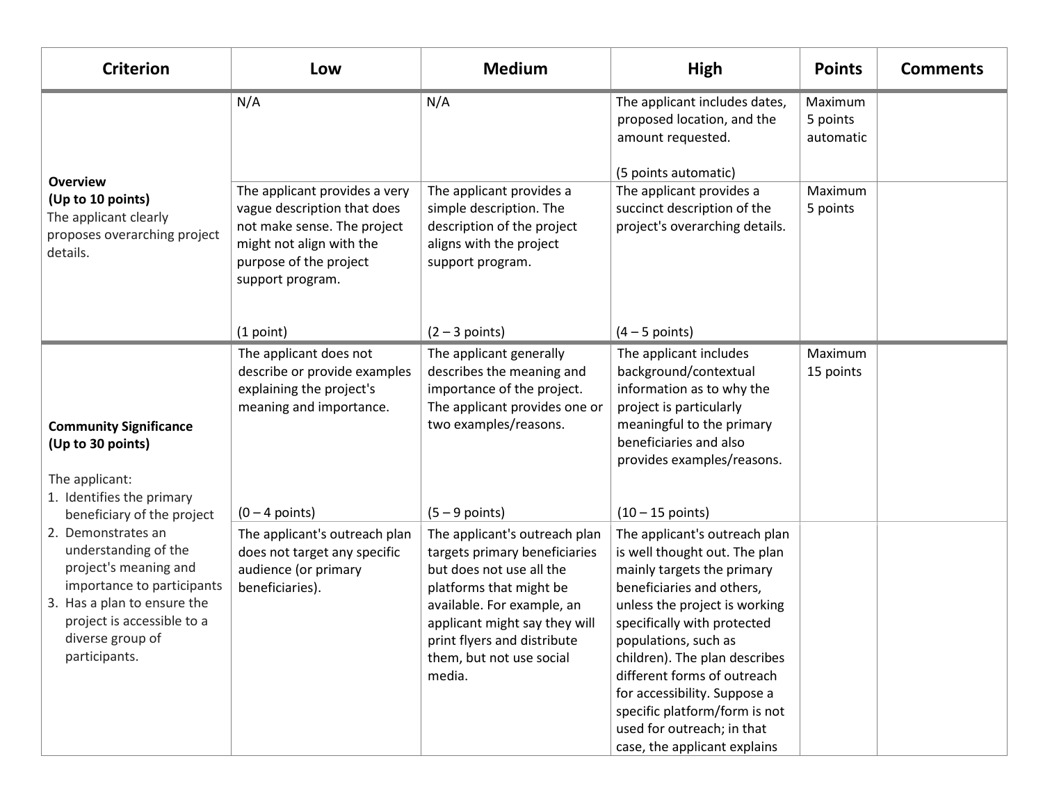| Criterion | Low | Medium | High | Points | Comments |
|---|---|---|---|---|---|
| **Overview**<br>**(Up to 10 points)**<br>The applicant clearly proposes overarching project details. | N/A | N/A | The applicant includes dates, proposed location, and the amount requested.<br><br>(5 points automatic) | Maximum 5 points automatic | |
| | The applicant provides a very vague description that does not make sense. The project might not align with the purpose of the project support program.<br><br>(1 point) | The applicant provides a simple description. The description of the project aligns with the project support program.<br><br>(2 – 3 points) | The applicant provides a succinct description of the project's overarching details.<br><br>(4 – 5 points) | Maximum 5 points | |
| **Community Significance**<br>**(Up to 30 points)**<br><br>The applicant:<br>1. Identifies the primary beneficiary of the project<br>2. Demonstrates an understanding of the project's meaning and importance to participants<br>3. Has a plan to ensure the project is accessible to a diverse group of participants. | The applicant does not describe or provide examples explaining the project's meaning and importance.<br><br>(0 – 4 points) | The applicant generally describes the meaning and importance of the project. The applicant provides one or two examples/reasons.<br><br>(5 – 9 points) | The applicant includes background/contextual information as to why the project is particularly meaningful to the primary beneficiaries and also provides examples/reasons.<br><br>(10 – 15 points) | Maximum 15 points | |
| | The applicant's outreach plan does not target any specific audience (or primary beneficiaries). | The applicant's outreach plan targets primary beneficiaries but does not use all the platforms that might be available. For example, an applicant might say they will print flyers and distribute them, but not use social media. | The applicant's outreach plan is well thought out. The plan mainly targets the primary beneficiaries and others, unless the project is working specifically with protected populations, such as children). The plan describes different forms of outreach for accessibility. Suppose a specific platform/form is not used for outreach; in that case, the applicant explains | | |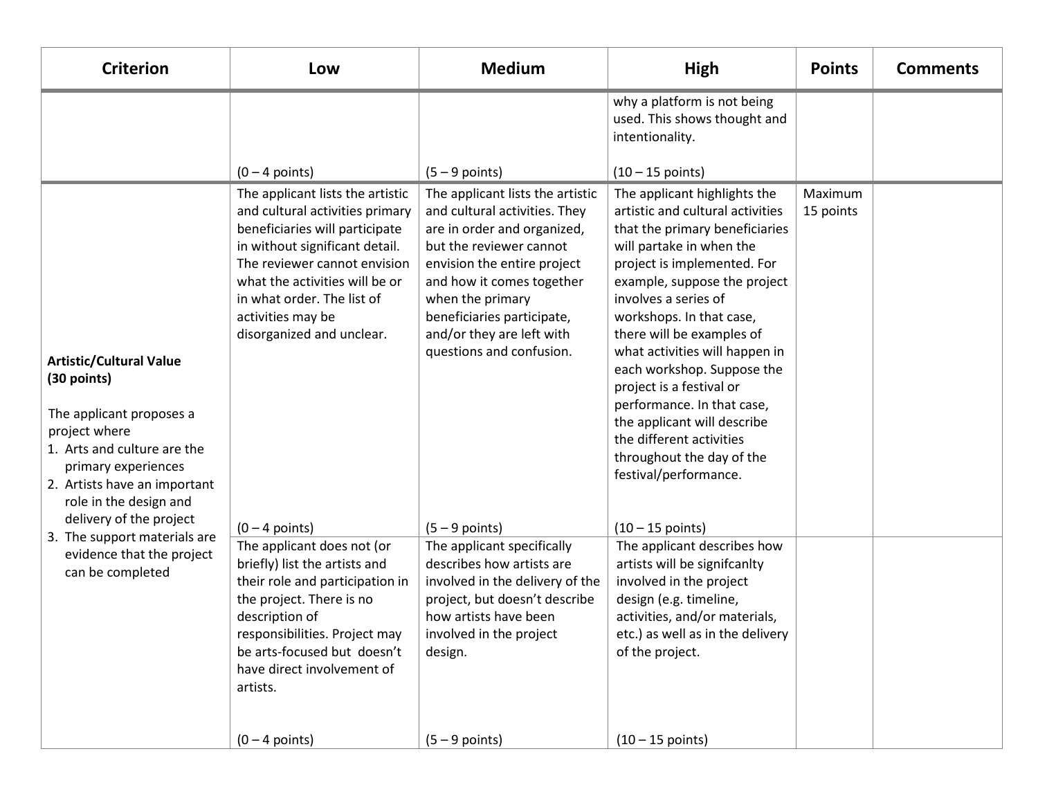| Criterion | Low | Medium | High | Points | Comments |
|---|---|---|---|---|---|
| | (0 – 4 points) | (5 – 9 points) | why a platform is not being used. This shows thought and intentionality. (10 – 15 points) | | |
| **Artistic/Cultural Value (30 points)** The applicant proposes a project where 1. Arts and culture are the primary experiences 2. Artists have an important role in the design and delivery of the project 3. The support materials are evidence that the project can be completed | The applicant lists the artistic and cultural activities primary beneficiaries will participate in without significant detail. The reviewer cannot envision what the activities will be or in what order. The list of activities may be disorganized and unclear. (0 – 4 points) | The applicant lists the artistic and cultural activities. They are in order and organized, but the reviewer cannot envision the entire project and how it comes together when the primary beneficiaries participate, and/or they are left with questions and confusion. (5 – 9 points) | The applicant highlights the artistic and cultural activities that the primary beneficiaries will partake in when the project is implemented. For example, suppose the project involves a series of workshops. In that case, there will be examples of what activities will happen in each workshop. Suppose the project is a festival or performance. In that case, the applicant will describe the different activities throughout the day of the festival/performance. (10 – 15 points) | Maximum 15 points | |
| | The applicant does not (or briefly) list the artists and their role and participation in the project. There is no description of responsibilities. Project may be arts-focused but doesn't have direct involvement of artists. (0 – 4 points) | The applicant specifically describes how artists are involved in the delivery of the project, but doesn't describe how artists have been involved in the project design. (5 – 9 points) | The applicant describes how artists will be signifcanlty involved in the project design (e.g. timeline, activities, and/or materials, etc.) as well as in the delivery of the project. (10 – 15 points) | | |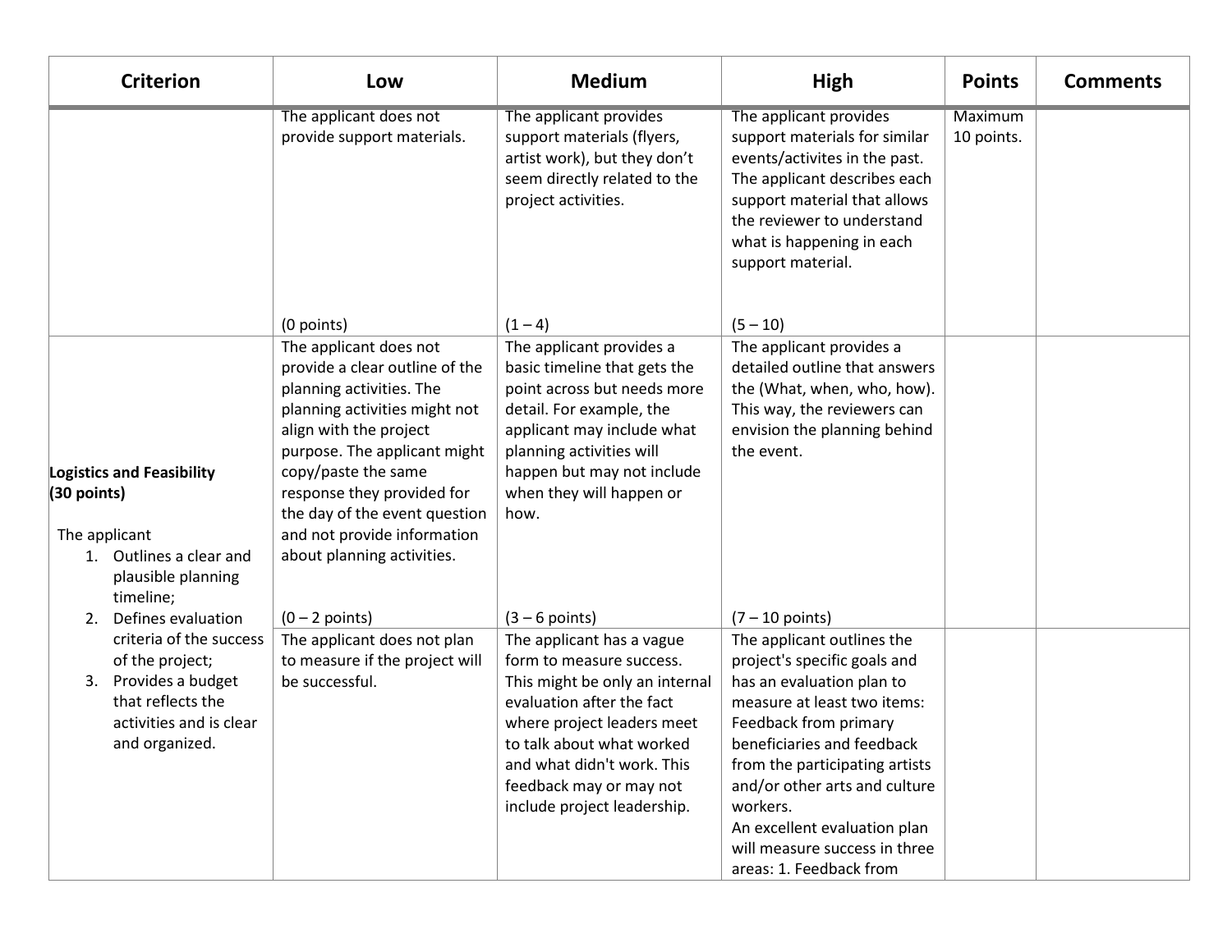| Criterion | Low | Medium | High | Points | Comments |
|---|---|---|---|---|---|
| | The applicant does not provide support materials.<br><br>(0 points) | The applicant provides support materials (flyers, artist work), but they don't seem directly related to the project activities.<br><br>(1 – 4) | The applicant provides support materials for similar events/activites in the past. The applicant describes each support material that allows the reviewer to understand what is happening in each support material.<br><br>(5 – 10) | Maximum 10 points. | |
| **Logistics and Feasibility (30 points)**<br><br>The applicant<br>1. Outlines a clear and plausible planning timeline;<br>2. Defines evaluation criteria of the success of the project;<br>3. Provides a budget that reflects the activities and is clear and organized. | The applicant does not provide a clear outline of the planning activities. The planning activities might not align with the project purpose. The applicant might copy/paste the same response they provided for the day of the event question and not provide information about planning activities.<br><br>(0 – 2 points) | The applicant provides a basic timeline that gets the point across but needs more detail. For example, the applicant may include what planning activities will happen but may not include when they will happen or how.<br><br>(3 – 6 points) | The applicant provides a detailed outline that answers the (What, when, who, how). This way, the reviewers can envision the planning behind the event.<br><br>(7 – 10 points) | | |
| | The applicant does not plan to measure if the project will be successful. | The applicant has a vague form to measure success. This might be only an internal evaluation after the fact where project leaders meet to talk about what worked and what didn't work. This feedback may or may not include project leadership. | The applicant outlines the project's specific goals and has an evaluation plan to measure at least two items: Feedback from primary beneficiaries and feedback from the participating artists and/or other arts and culture workers.<br>An excellent evaluation plan will measure success in three areas: 1. Feedback from | | |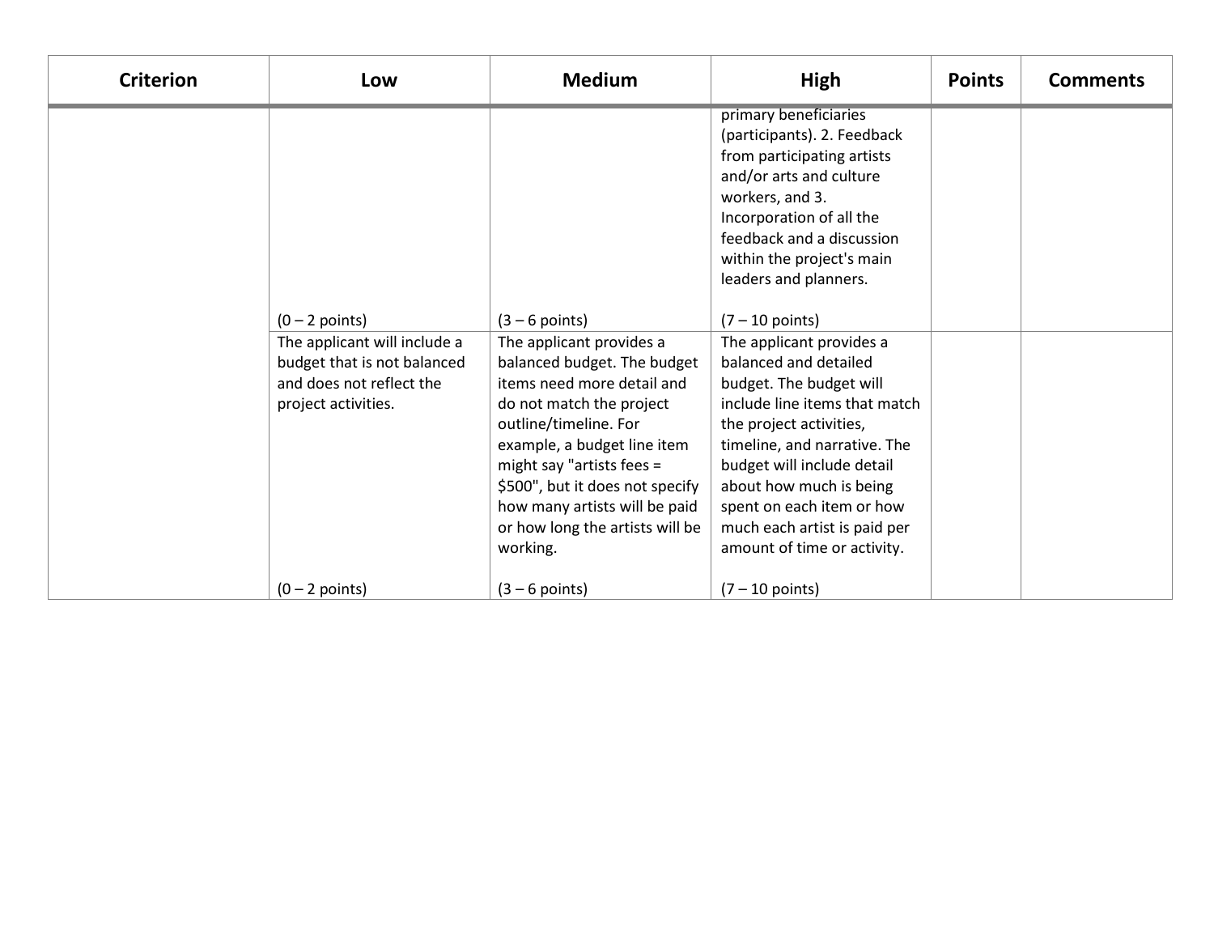| Criterion | Low | Medium | High | Points | Comments |
|---|---|---|---|---|---|
| | (0 – 2 points) | (3 – 6 points) | primary beneficiaries (participants). 2. Feedback from participating artists and/or arts and culture workers, and 3. Incorporation of all the feedback and a discussion within the project's main leaders and planners. (7 – 10 points) | | |
| | The applicant will include a budget that is not balanced and does not reflect the project activities. (0 – 2 points) | The applicant provides a balanced budget. The budget items need more detail and do not match the project outline/timeline. For example, a budget line item might say "artists fees = $500", but it does not specify how many artists will be paid or how long the artists will be working. (3 – 6 points) | The applicant provides a balanced and detailed budget. The budget will include line items that match the project activities, timeline, and narrative. The budget will include detail about how much is being spent on each item or how much each artist is paid per amount of time or activity. (7 – 10 points) | | |